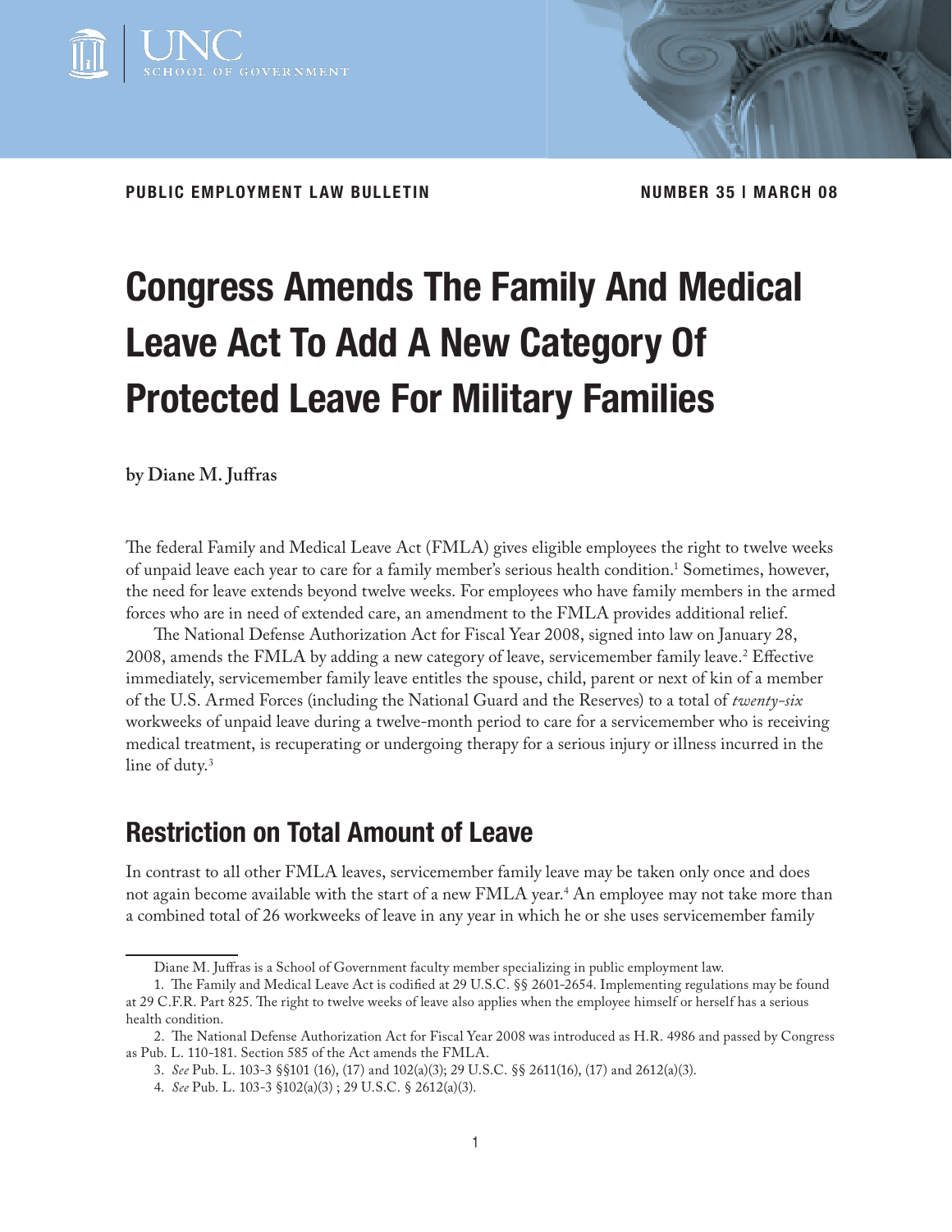PUBLIC EMPLOYMENT LAW BULLETIN

NUMBER 35 | MARCH 08

# Congress Amends The Family And Medical Leave Act To Add A New Category Of Protected Leave For Military Families

**by Diane M. Juffras**

The federal Family and Medical Leave Act (FMLA) gives eligible employees the right to twelve weeks of unpaid leave each year to care for a family member's serious health condition.[1] Sometimes, however, the need for leave extends beyond twelve weeks. For employees who have family members in the armed forces who are in need of extended care, an amendment to the FMLA provides additional relief.

The National Defense Authorization Act for Fiscal Year 2008, signed into law on January 28, 2008, amends the FMLA by adding a new category of leave, servicemember family leave.[2] Effective immediately, servicemember family leave entitles the spouse, child, parent or next of kin of a member of the U.S. Armed Forces (including the National Guard and the Reserves) to a total of *twenty-six* workweeks of unpaid leave during a twelve-month period to care for a servicemember who is receiving medical treatment, is recuperating or undergoing therapy for a serious injury or illness incurred in the line of duty.[3]

## Restriction on Total Amount of Leave

In contrast to all other FMLA leaves, servicemember family leave may be taken only once and does not again become available with the start of a new FMLA year.[4] An employee may not take more than a combined total of 26 workweeks of leave in any year in which he or she uses servicemember family

Diane M. Juffras is a School of Government faculty member specializing in public employment law.

1. The Family and Medical Leave Act is codified at 29 U.S.C. §§ 2601-2654. Implementing regulations may be found at 29 C.F.R. Part 825. The right to twelve weeks of leave also applies when the employee himself or herself has a serious health condition.

2. The National Defense Authorization Act for Fiscal Year 2008 was introduced as H.R. 4986 and passed by Congress as Pub. L. 110-181. Section 585 of the Act amends the FMLA.

3. *See* Pub. L. 103-3 §§101 (16), (17) and 102(a)(3); 29 U.S.C. §§ 2611(16), (17) and 2612(a)(3).

4. *See* Pub. L. 103-3 §102(a)(3) ; 29 U.S.C. § 2612(a)(3).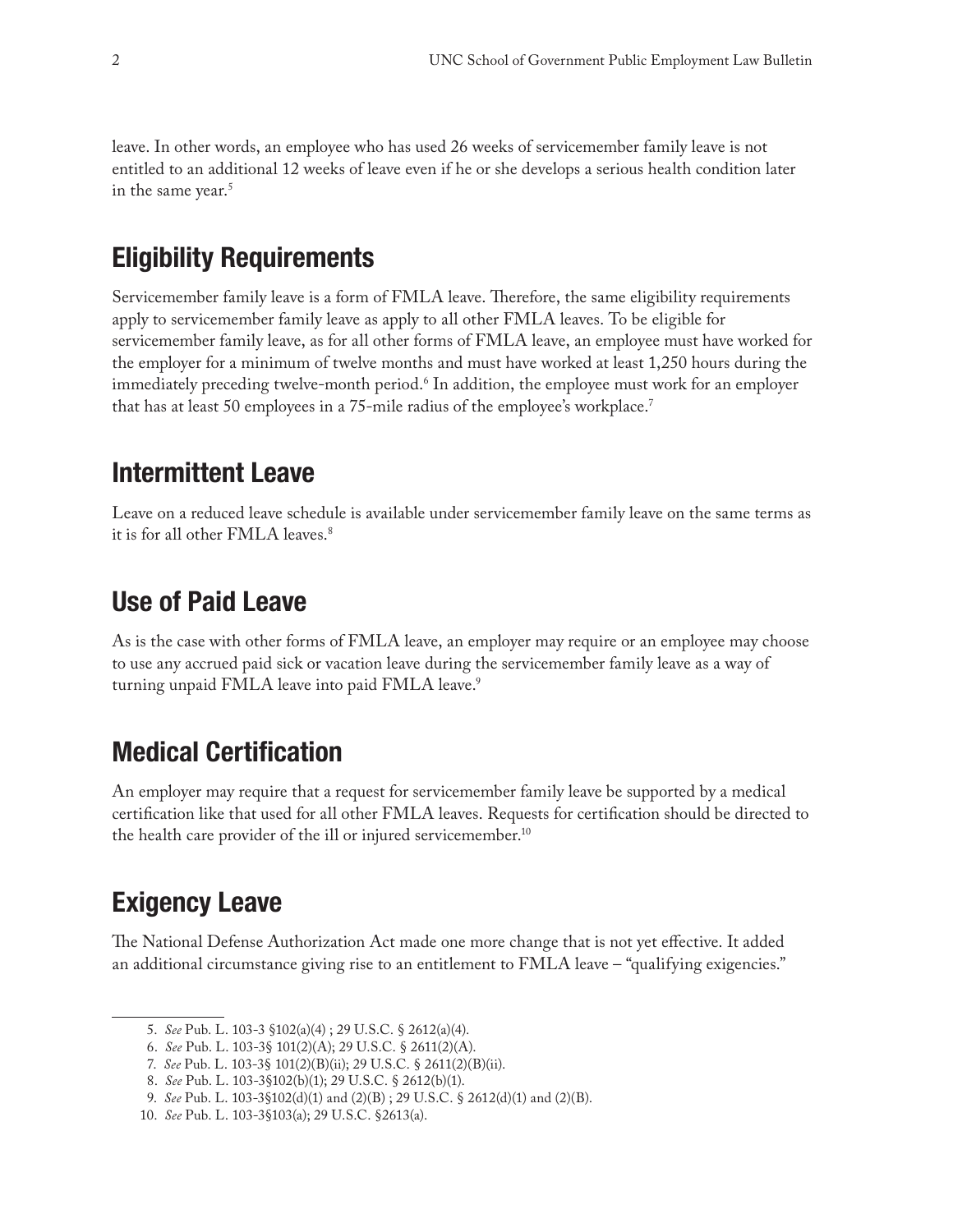leave. In other words, an employee who has used 26 weeks of servicemember family leave is not entitled to an additional 12 weeks of leave even if he or she develops a serious health condition later in the same year.[5]

## Eligibility Requirements

Servicemember family leave is a form of FMLA leave. Therefore, the same eligibility requirements apply to servicemember family leave as apply to all other FMLA leaves. To be eligible for servicemember family leave, as for all other forms of FMLA leave, an employee must have worked for the employer for a minimum of twelve months and must have worked at least 1,250 hours during the immediately preceding twelve-month period.[6] In addition, the employee must work for an employer that has at least 50 employees in a 75-mile radius of the employee's workplace.[7]

## Intermittent Leave

Leave on a reduced leave schedule is available under servicemember family leave on the same terms as it is for all other FMLA leaves.[8]

## Use of Paid Leave

As is the case with other forms of FMLA leave, an employer may require or an employee may choose to use any accrued paid sick or vacation leave during the servicemember family leave as a way of turning unpaid FMLA leave into paid FMLA leave.[9]

## Medical Certification

An employer may require that a request for servicemember family leave be supported by a medical certification like that used for all other FMLA leaves. Requests for certification should be directed to the health care provider of the ill or injured servicemember.[10]

## Exigency Leave

The National Defense Authorization Act made one more change that is not yet effective. It added an additional circumstance giving rise to an entitlement to FMLA leave – "qualifying exigencies."

---

5. *See* Pub. L. 103-3 §102(a)(4) ; 29 U.S.C. § 2612(a)(4).
6. *See* Pub. L. 103-3§ 101(2)(A); 29 U.S.C. § 2611(2)(A).
7. *See* Pub. L. 103-3§ 101(2)(B)(ii); 29 U.S.C. § 2611(2)(B)(ii).
8. *See* Pub. L. 103-3§102(b)(1); 29 U.S.C. § 2612(b)(1).
9. *See* Pub. L. 103-3§102(d)(1) and (2)(B) ; 29 U.S.C. § 2612(d)(1) and (2)(B).
10. *See* Pub. L. 103-3§103(a); 29 U.S.C. §2613(a).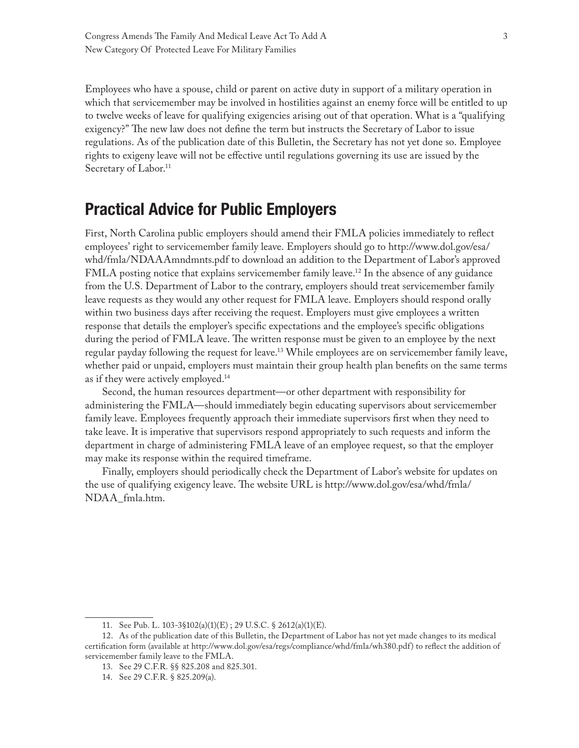Employees who have a spouse, child or parent on active duty in support of a military operation in which that servicemember may be involved in hostilities against an enemy force will be entitled to up to twelve weeks of leave for qualifying exigencies arising out of that operation. What is a "qualifying exigency?" The new law does not define the term but instructs the Secretary of Labor to issue regulations. As of the publication date of this Bulletin, the Secretary has not yet done so. Employee rights to exigeny leave will not be effective until regulations governing its use are issued by the Secretary of Labor.[11]

## Practical Advice for Public Employers

First, North Carolina public employers should amend their FMLA policies immediately to reflect employees' right to servicemember family leave. Employers should go to http://www.dol.gov/esa/whd/fmla/NDAAAmndmnts.pdf to download an addition to the Department of Labor's approved FMLA posting notice that explains servicemember family leave.[12] In the absence of any guidance from the U.S. Department of Labor to the contrary, employers should treat servicemember family leave requests as they would any other request for FMLA leave. Employers should respond orally within two business days after receiving the request. Employers must give employees a written response that details the employer's specific expectations and the employee's specific obligations during the period of FMLA leave. The written response must be given to an employee by the next regular payday following the request for leave.[13] While employees are on servicemember family leave, whether paid or unpaid, employers must maintain their group health plan benefits on the same terms as if they were actively employed.[14]

Second, the human resources department—or other department with responsibility for administering the FMLA—should immediately begin educating supervisors about servicemember family leave. Employees frequently approach their immediate supervisors first when they need to take leave. It is imperative that supervisors respond appropriately to such requests and inform the department in charge of administering FMLA leave of an employee request, so that the employer may make its response within the required timeframe.

Finally, employers should periodically check the Department of Labor's website for updates on the use of qualifying exigency leave. The website URL is http://www.dol.gov/esa/whd/fmla/NDAA_fmla.htm.

---

11. See Pub. L. 103-3§102(a)(1)(E) ; 29 U.S.C. § 2612(a)(1)(E).

12. As of the publication date of this Bulletin, the Department of Labor has not yet made changes to its medical certification form (available at http://www.dol.gov/esa/regs/compliance/whd/fmla/wh380.pdf) to reflect the addition of servicemember family leave to the FMLA.

13. See 29 C.F.R. §§ 825.208 and 825.301.

14. See 29 C.F.R. § 825.209(a).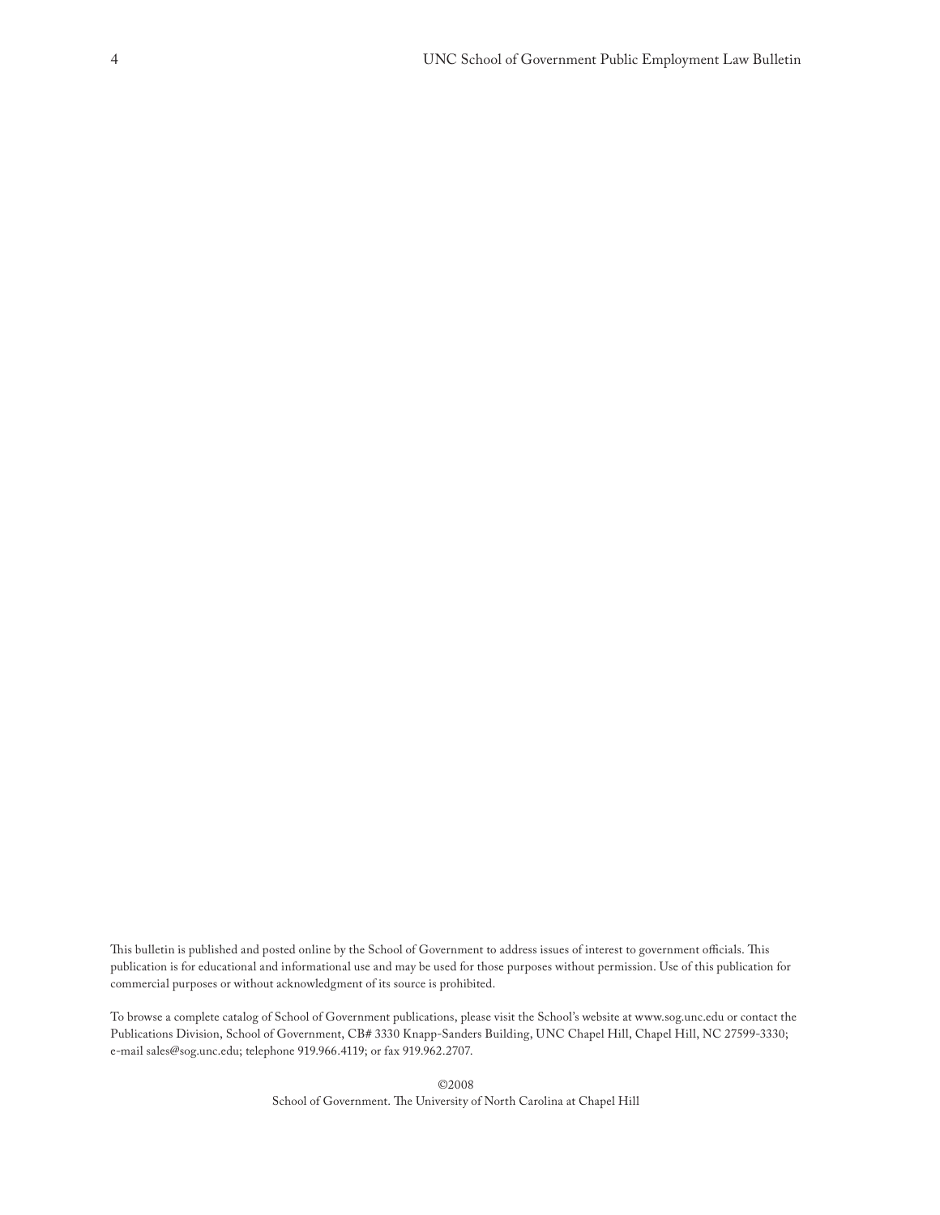This bulletin is published and posted online by the School of Government to address issues of interest to government officials. This publication is for educational and informational use and may be used for those purposes without permission. Use of this publication for commercial purposes or without acknowledgment of its source is prohibited.

To browse a complete catalog of School of Government publications, please visit the School's website at www.sog.unc.edu or contact the Publications Division, School of Government, CB# 3330 Knapp-Sanders Building, UNC Chapel Hill, Chapel Hill, NC 27599-3330; e-mail sales@sog.unc.edu; telephone 919.966.4119; or fax 919.962.2707.

©2008
School of Government. The University of North Carolina at Chapel Hill